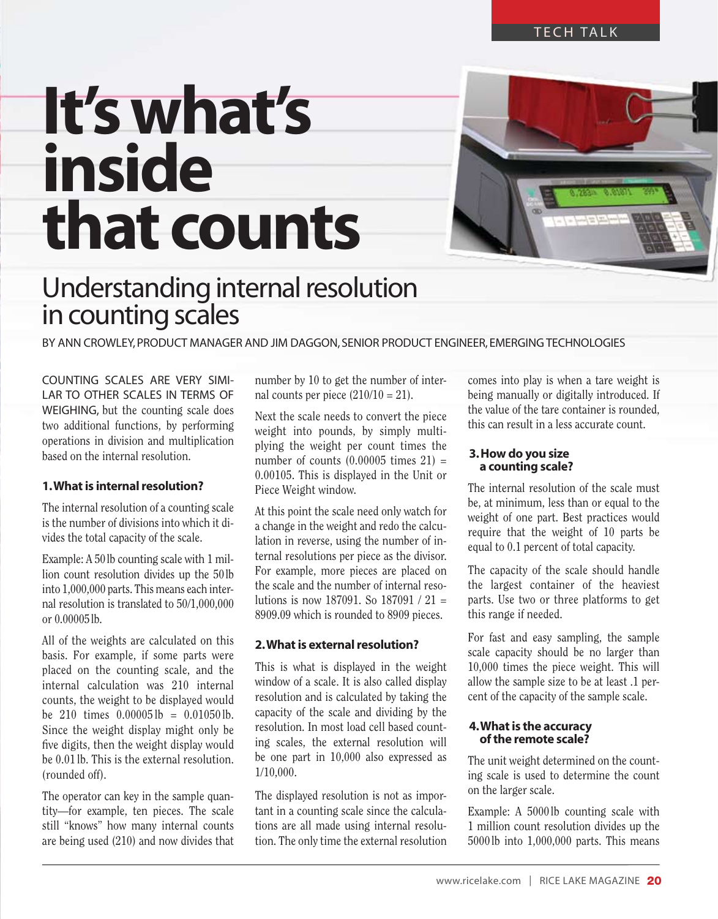TECH TALK

# It's what's inside that counts

## Understanding internal resolution in counting scales

BY ANN CROWLEY, PRODUCT MANAGER AND JIM DAGGON, SENIOR PRODUCT ENGINEER, EMERGING TECHNOLOGIES

COUNTING SCALES ARE VERY SIMILAR TO OTHER SCALES IN TERMS OF WEIGHING, but the counting scale does two additional functions, by performing operations in division and multiplication based on the internal resolution.

### 1. What is internal resolution?

The internal resolution of a counting scale is the number of divisions into which it divides the total capacity of the scale.

Example: A 50 lb counting scale with 1 million count resolution divides up the 50 lb into 1,000,000 parts. This means each internal resolution is translated to 50/1,000,000 or 0.00005 lb.

All of the weights are calculated on this basis. For example, if some parts were placed on the counting scale, and the internal calculation was 210 internal counts, the weight to be displayed would be 210 times 0.00005 lb = 0.01050 lb. Since the weight display might only be five digits, then the weight display would be 0.01 lb. This is the external resolution. (rounded off).

The operator can key in the sample quantity—for example, ten pieces. The scale still "knows" how many internal counts are being used (210) and now divides that number by 10 to get the number of internal counts per piece (210/10 = 21).

Next the scale needs to convert the piece weight into pounds, by simply multiplying the weight per count times the number of counts (0.00005 times 21) = 0.00105. This is displayed in the Unit or Piece Weight window.

At this point the scale need only watch for a change in the weight and redo the calculation in reverse, using the number of internal resolutions per piece as the divisor. For example, more pieces are placed on the scale and the number of internal resolutions is now 187091. So 187091 / 21 = 8909.09 which is rounded to 8909 pieces.

### 2. What is external resolution?

This is what is displayed in the weight window of a scale. It is also called display resolution and is calculated by taking the capacity of the scale and dividing by the resolution. In most load cell based counting scales, the external resolution will be one part in 10,000 also expressed as 1/10,000.

The displayed resolution is not as important in a counting scale since the calculations are all made using internal resolution. The only time the external resolution comes into play is when a tare weight is being manually or digitally introduced. If the value of the tare container is rounded, this can result in a less accurate count.

### 3. How do you size a counting scale?

The internal resolution of the scale must be, at minimum, less than or equal to the weight of one part. Best practices would require that the weight of 10 parts be equal to 0.1 percent of total capacity.

The capacity of the scale should handle the largest container of the heaviest parts. Use two or three platforms to get this range if needed.

For fast and easy sampling, the sample scale capacity should be no larger than 10,000 times the piece weight. This will allow the sample size to be at least .1 percent of the capacity of the sample scale.

### 4. What is the accuracy of the remote scale?

The unit weight determined on the counting scale is used to determine the count on the larger scale.

Example: A 5000 lb counting scale with 1 million count resolution divides up the 5000 lb into 1,000,000 parts. This means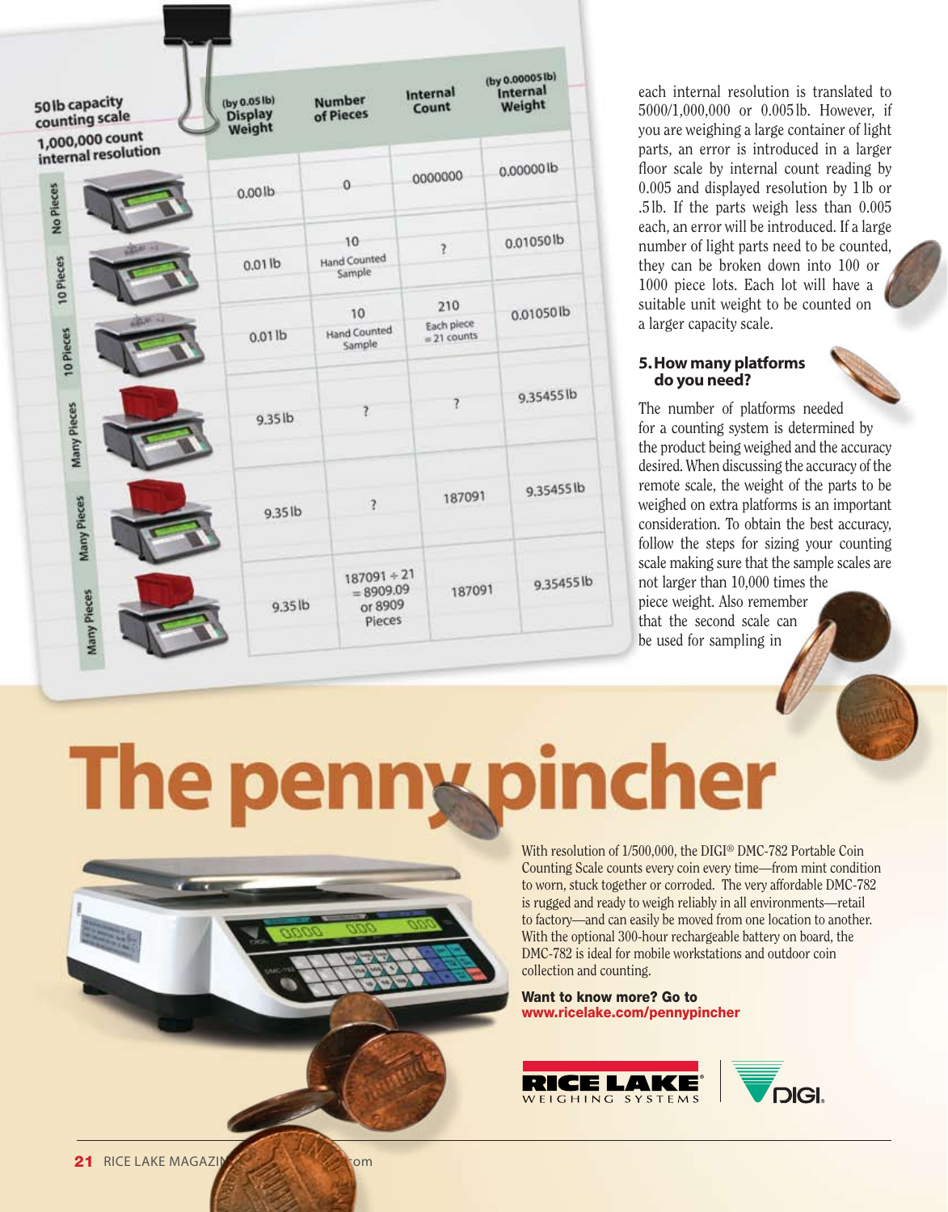50 lb capacity counting scale
1,000,000 count internal resolution

| | (by 0.05 lb) Display Weight | Number of Pieces | Internal Count | (by 0.00005 lb) Internal Weight |
|---|---|---|---|---|
| No Pieces | 0.00 lb | 0 | 0000000 | 0.00000 lb |
| 10 Pieces | 0.01 lb | 10 Hand Counted Sample | ? | 0.01050 lb |
| 10 Pieces | 0.01 lb | 10 Hand Counted Sample | 210 Each piece = 21 counts | 0.01050 lb |
| Many Pieces | 9.35 lb | ? | ? | 9.35455 lb |
| Many Pieces | 9.35 lb | ? | 187091 | 9.35455 lb |
| Many Pieces | 9.35 lb | 187091 ÷ 21 = 8909.09 or 8909 Pieces | 187091 | 9.35455 lb |

each internal resolution is translated to 5000/1,000,000 or 0.005 lb. However, if you are weighing a large container of light parts, an error is introduced in a larger floor scale by internal count reading by 0.005 and displayed resolution by 1 lb or .5 lb. If the parts weigh less than 0.005 each, an error will be introduced. If a large number of light parts need to be counted, they can be broken down into 100 or 1000 piece lots. Each lot will have a suitable unit weight to be counted on a larger capacity scale.

### 5. How many platforms do you need?

The number of platforms needed for a counting system is determined by the product being weighed and the accuracy desired. When discussing the accuracy of the remote scale, the weight of the parts to be weighed on extra platforms is an important consideration. To obtain the best accuracy, follow the steps for sizing your counting scale making sure that the sample scales are not larger than 10,000 times the piece weight. Also remember that the second scale can be used for sampling in

# The penny pincher

With resolution of 1/500,000, the DIGI® DMC-782 Portable Coin Counting Scale counts every coin every time—from mint condition to worn, stuck together or corroded. The very affordable DMC-782 is rugged and ready to weigh reliably in all environments—retail to factory—and can easily be moved from one location to another. With the optional 300-hour rechargeable battery on board, the DMC-782 is ideal for mobile workstations and outdoor coin collection and counting.

**Want to know more? Go to www.ricelake.com/pennypincher**

RICE LAKE WEIGHING SYSTEMS | DIGI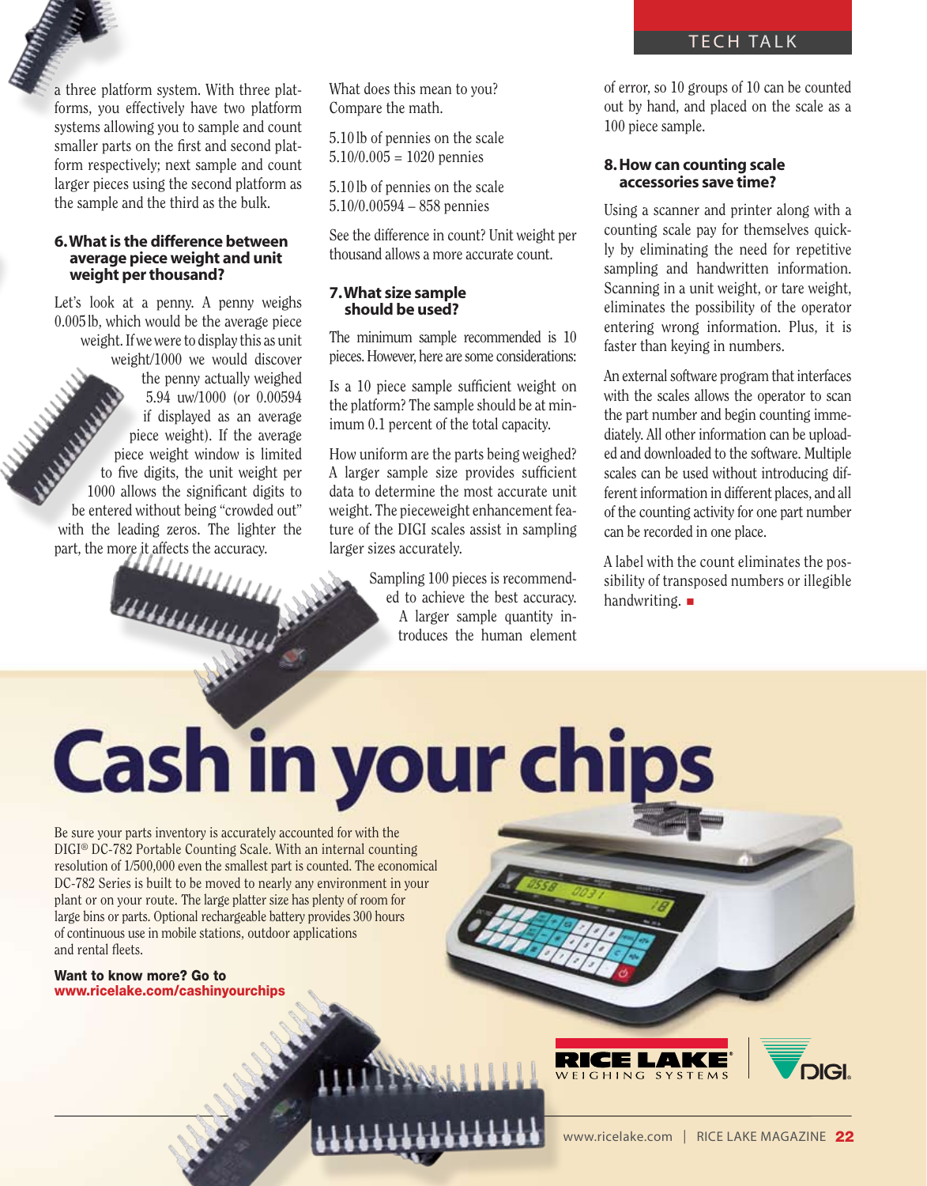a three platform system. With three platforms, you effectively have two platform systems allowing you to sample and count smaller parts on the first and second platform respectively; next sample and count larger pieces using the second platform as the sample and the third as the bulk.

### 6. What is the difference between average piece weight and unit weight per thousand?

Let's look at a penny. A penny weighs 0.005 lb, which would be the average piece weight. If we were to display this as unit weight/1000 we would discover the penny actually weighed 5.94 uw/1000 (or 0.00594 if displayed as an average piece weight). If the average piece weight window is limited to five digits, the unit weight per 1000 allows the significant digits to be entered without being "crowded out" with the leading zeros. The lighter the part, the more it affects the accuracy.

What does this mean to you? Compare the math.

5.10 lb of pennies on the scale
5.10/0.005 = 1020 pennies

5.10 lb of pennies on the scale
5.10/0.00594 – 858 pennies

See the difference in count? Unit weight per thousand allows a more accurate count.

### 7. What size sample should be used?

The minimum sample recommended is 10 pieces. However, here are some considerations:

Is a 10 piece sample sufficient weight on the platform? The sample should be at minimum 0.1 percent of the total capacity.

How uniform are the parts being weighed? A larger sample size provides sufficient data to determine the most accurate unit weight. The pieceweight enhancement feature of the DIGI scales assist in sampling larger sizes accurately.

Sampling 100 pieces is recommended to achieve the best accuracy. A larger sample quantity introduces the human element of error, so 10 groups of 10 can be counted out by hand, and placed on the scale as a 100 piece sample.

### 8. How can counting scale accessories save time?

Using a scanner and printer along with a counting scale pay for themselves quickly by eliminating the need for repetitive sampling and handwritten information. Scanning in a unit weight, or tare weight, eliminates the possibility of the operator entering wrong information. Plus, it is faster than keying in numbers.

An external software program that interfaces with the scales allows the operator to scan the part number and begin counting immediately. All other information can be uploaded and downloaded to the software. Multiple scales can be used without introducing different information in different places, and all of the counting activity for one part number can be recorded in one place.

A label with the count eliminates the possibility of transposed numbers or illegible handwriting. ■

# Cash in your chips

Be sure your parts inventory is accurately accounted for with the DIGI® DC-782 Portable Counting Scale. With an internal counting resolution of 1/500,000 even the smallest part is counted. The economical DC-782 Series is built to be moved to nearly any environment in your plant or on your route. The large platter size has plenty of room for large bins or parts. Optional rechargeable battery provides 300 hours of continuous use in mobile stations, outdoor applications and rental fleets.

**Want to know more? Go to**
**www.ricelake.com/cashinyourchips**

RICE LAKE WEIGHING SYSTEMS | DIGI